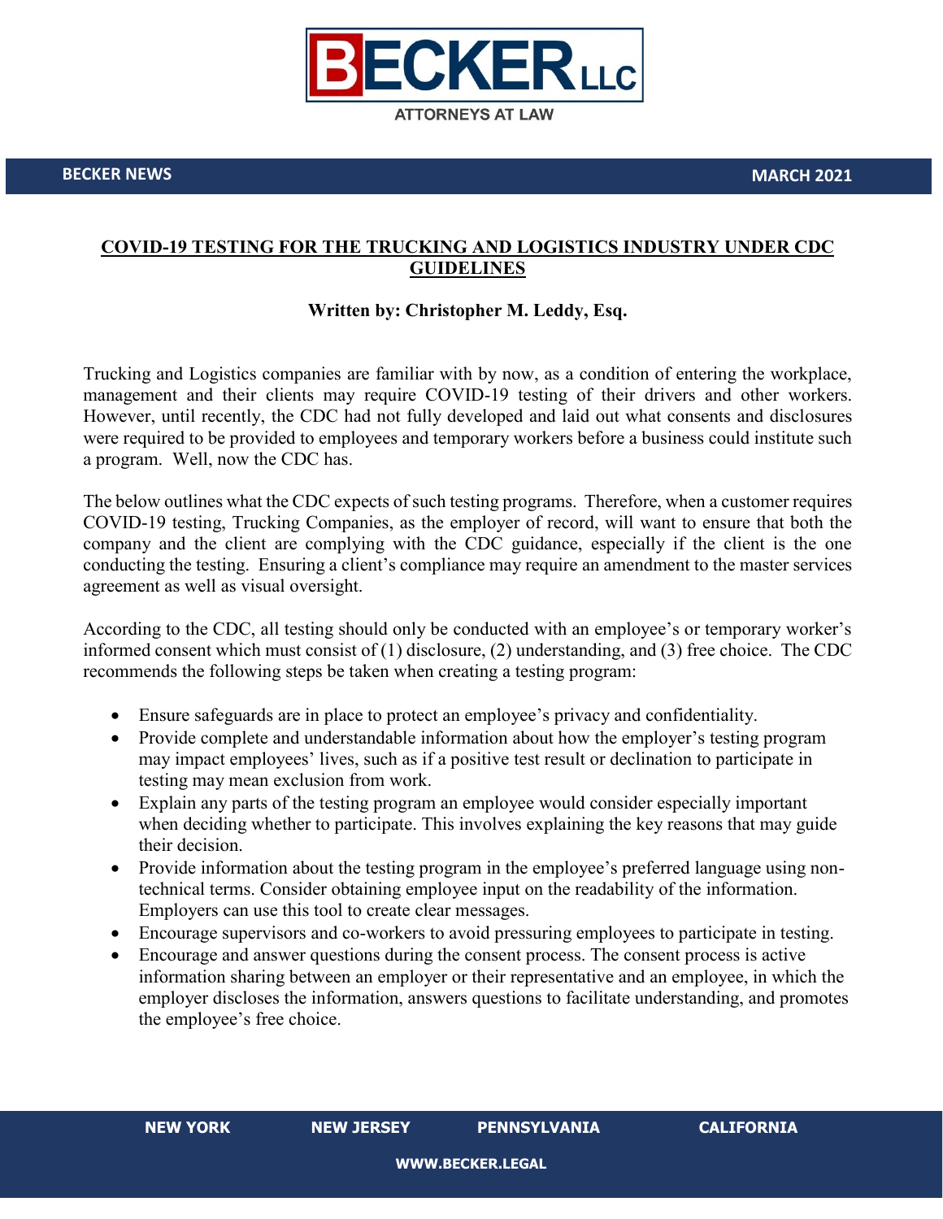**BECKER LLC**

ATTORNEYS AT LAW

**BECKER NEWS** **MARCH 2021**

# COVID-19 TESTING FOR THE TRUCKING AND LOGISTICS INDUSTRY UNDER CDC GUIDELINES

**Written by: Christopher M. Leddy, Esq.**

Trucking and Logistics companies are familiar with by now, as a condition of entering the workplace, management and their clients may require COVID-19 testing of their drivers and other workers. However, until recently, the CDC had not fully developed and laid out what consents and disclosures were required to be provided to employees and temporary workers before a business could institute such a program. Well, now the CDC has.

The below outlines what the CDC expects of such testing programs. Therefore, when a customer requires COVID-19 testing, Trucking Companies, as the employer of record, will want to ensure that both the company and the client are complying with the CDC guidance, especially if the client is the one conducting the testing. Ensuring a client's compliance may require an amendment to the master services agreement as well as visual oversight.

According to the CDC, all testing should only be conducted with an employee's or temporary worker's informed consent which must consist of (1) disclosure, (2) understanding, and (3) free choice. The CDC recommends the following steps be taken when creating a testing program:

- Ensure safeguards are in place to protect an employee's privacy and confidentiality.
- Provide complete and understandable information about how the employer's testing program may impact employees' lives, such as if a positive test result or declination to participate in testing may mean exclusion from work.
- Explain any parts of the testing program an employee would consider especially important when deciding whether to participate. This involves explaining the key reasons that may guide their decision.
- Provide information about the testing program in the employee's preferred language using non-technical terms. Consider obtaining employee input on the readability of the information. Employers can use this tool to create clear messages.
- Encourage supervisors and co-workers to avoid pressuring employees to participate in testing.
- Encourage and answer questions during the consent process. The consent process is active information sharing between an employer or their representative and an employee, in which the employer discloses the information, answers questions to facilitate understanding, and promotes the employee's free choice.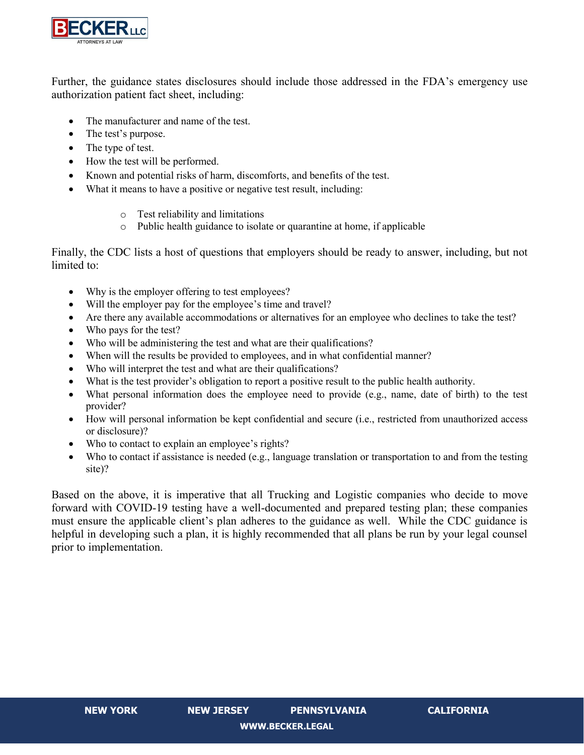Further, the guidance states disclosures should include those addressed in the FDA's emergency use authorization patient fact sheet, including:

- The manufacturer and name of the test.
- The test's purpose.
- The type of test.
- How the test will be performed.
- Known and potential risks of harm, discomforts, and benefits of the test.
- What it means to have a positive or negative test result, including:
  - Test reliability and limitations
  - Public health guidance to isolate or quarantine at home, if applicable

Finally, the CDC lists a host of questions that employers should be ready to answer, including, but not limited to:

- Why is the employer offering to test employees?
- Will the employer pay for the employee's time and travel?
- Are there any available accommodations or alternatives for an employee who declines to take the test?
- Who pays for the test?
- Who will be administering the test and what are their qualifications?
- When will the results be provided to employees, and in what confidential manner?
- Who will interpret the test and what are their qualifications?
- What is the test provider's obligation to report a positive result to the public health authority.
- What personal information does the employee need to provide (e.g., name, date of birth) to the test provider?
- How will personal information be kept confidential and secure (i.e., restricted from unauthorized access or disclosure)?
- Who to contact to explain an employee's rights?
- Who to contact if assistance is needed (e.g., language translation or transportation to and from the testing site)?

Based on the above, it is imperative that all Trucking and Logistic companies who decide to move forward with COVID-19 testing have a well-documented and prepared testing plan; these companies must ensure the applicable client's plan adheres to the guidance as well. While the CDC guidance is helpful in developing such a plan, it is highly recommended that all plans be run by your legal counsel prior to implementation.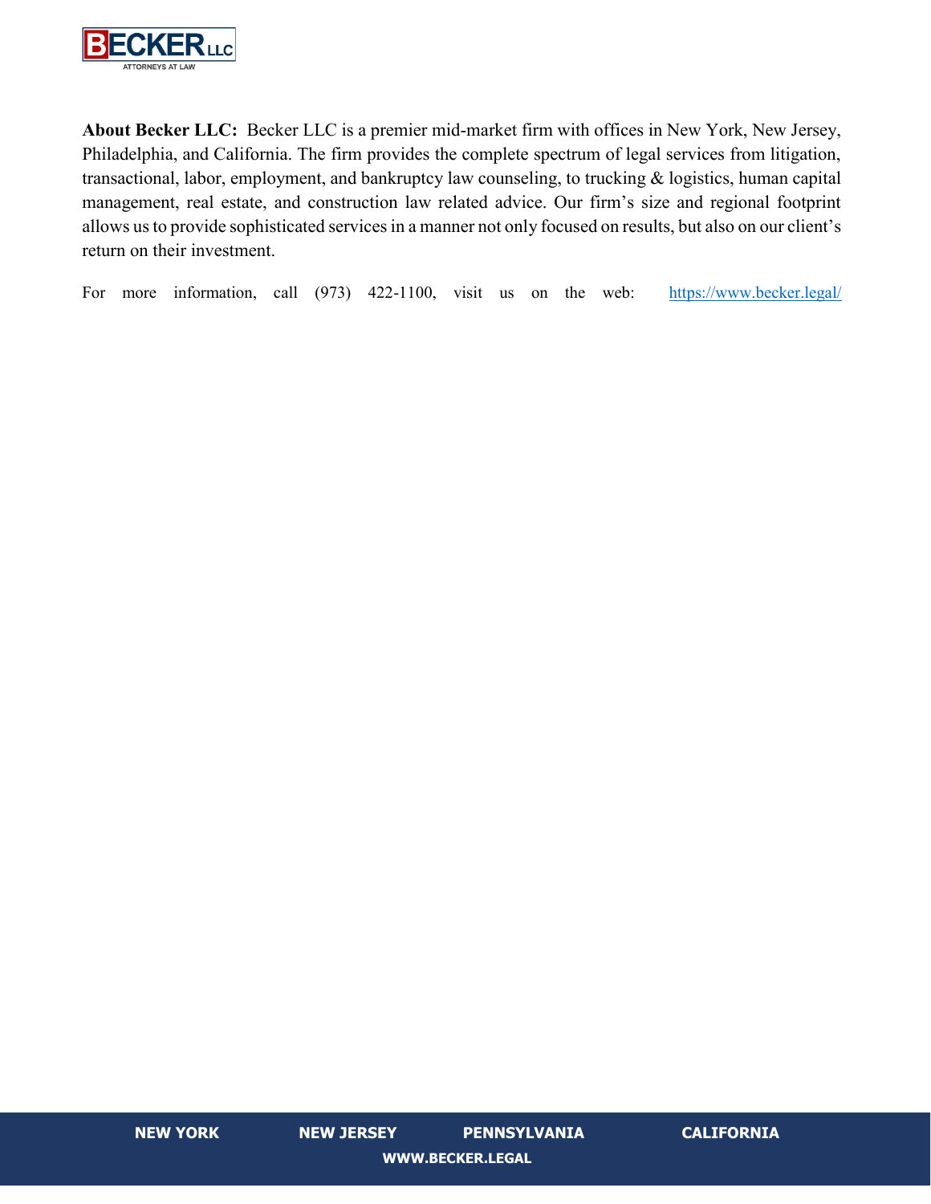**About Becker LLC:** Becker LLC is a premier mid-market firm with offices in New York, New Jersey, Philadelphia, and California. The firm provides the complete spectrum of legal services from litigation, transactional, labor, employment, and bankruptcy law counseling, to trucking & logistics, human capital management, real estate, and construction law related advice. Our firm's size and regional footprint allows us to provide sophisticated services in a manner not only focused on results, but also on our client's return on their investment.

For more information, call (973) 422-1100, visit us on the web: https://www.becker.legal/